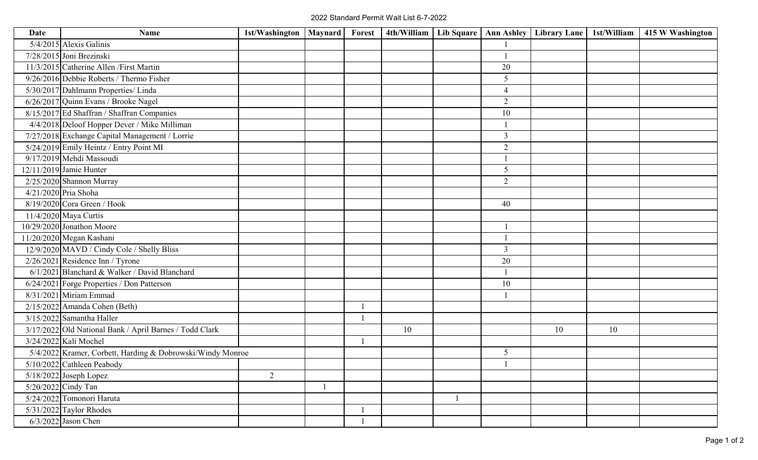# 2022 Standard Permit Wait List 6-7-2022

| Date | Name | 1st/Washington | Maynard | Forest | 4th/William | Lib Square | Ann Ashley | Library Lane | 1st/William | 415 W Washington |
|---|---|---|---|---|---|---|---|---|---|---|
| 5/4/2015 | Alexis Galinis | | | | | | 1 | | | |
| 7/28/2015 | Joni Brezinski | | | | | | 1 | | | |
| 11/3/2015 | Catherine Allen /First Martin | | | | | | 20 | | | |
| 9/26/2016 | Debbie Roberts / Thermo Fisher | | | | | | 5 | | | |
| 5/30/2017 | Dahlmann Properties/ Linda | | | | | | 4 | | | |
| 6/26/2017 | Quinn Evans / Brooke Nagel | | | | | | 2 | | | |
| 8/15/2017 | Ed Shaffran / Shaffran Companies | | | | | | 10 | | | |
| 4/4/2018 | Deloof Hopper Dever / Mike Milliman | | | | | | 1 | | | |
| 7/27/2018 | Exchange Capital Management / Lorrie | | | | | | 3 | | | |
| 5/24/2019 | Emily Heintz / Entry Point MI | | | | | | 2 | | | |
| 9/17/2019 | Mehdi Massoudi | | | | | | 1 | | | |
| 12/11/2019 | Jamie Hunter | | | | | | 5 | | | |
| 2/25/2020 | Shannon Murray | | | | | | 2 | | | |
| 4/21/2020 | Pria Shoha | | | | | | | | | |
| 8/19/2020 | Cora Green / Hook | | | | | | 40 | | | |
| 11/4/2020 | Maya Curtis | | | | | | | | | |
| 10/29/2020 | Jonathon Moore | | | | | | 1 | | | |
| 11/20/2020 | Megan Kashani | | | | | | 1 | | | |
| 12/9/2020 | MAVD / Cindy Cole / Shelly Bliss | | | | | | 3 | | | |
| 2/26/2021 | Residence Inn / Tyrone | | | | | | 20 | | | |
| 6/1/2021 | Blanchard & Walker / David Blanchard | | | | | | 1 | | | |
| 6/24/2021 | Forge Properties / Don Patterson | | | | | | 10 | | | |
| 8/31/2021 | Miriam Emmad | | | | | | 1 | | | |
| 2/15/2022 | Amanda Cohen (Beth) | | | 1 | | | | | | |
| 3/15/2022 | Samantha Haller | | | 1 | | | | | | |
| 3/17/2022 | Old National Bank / April Barnes / Todd Clark | | | | 10 | | | 10 | 10 | |
| 3/24/2022 | Kali Mochel | | | 1 | | | | | | |
| 5/4/2022 | Kramer, Corbett, Harding & Dobrowski/Windy Monroe | | | | | | 5 | | | |
| 5/10/2022 | Cathleen Peabody | | | | | | 1 | | | |
| 5/18/2022 | Joseph Lopez | 2 | | | | | | | | |
| 5/20/2022 | Cindy Tan | | 1 | | | | | | | |
| 5/24/2022 | Tomonori Haruta | | | | | 1 | | | | |
| 5/31/2022 | Taylor Rhodes | | | 1 | | | | | | |
| 6/3/2022 | Jason Chen | | | 1 | | | | | | |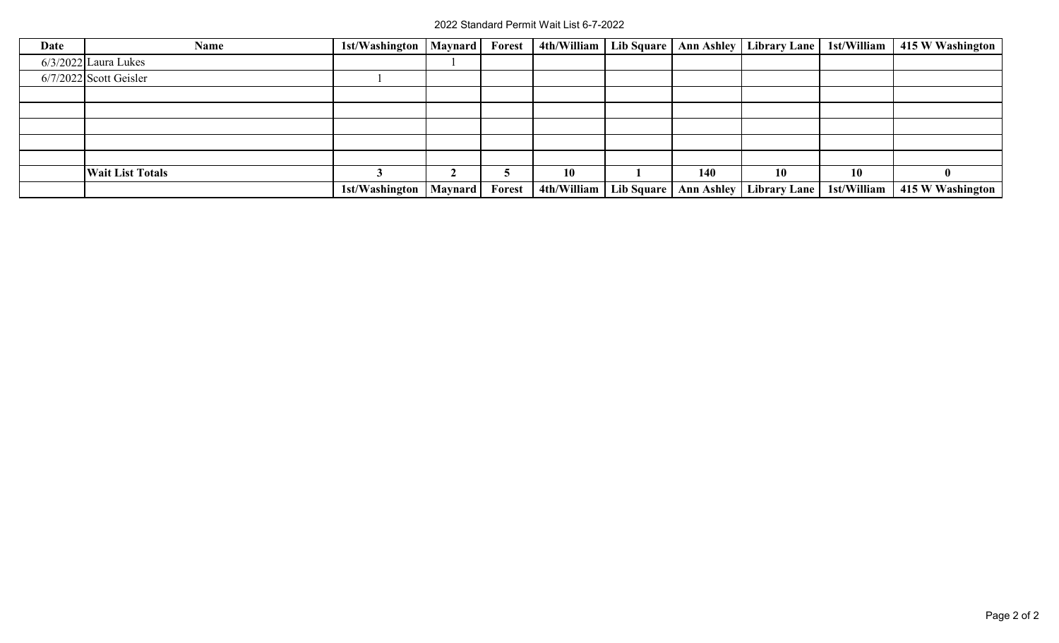2022 Standard Permit Wait List 6-7-2022

| Date | Name | 1st/Washington | Maynard | Forest | 4th/William | Lib Square | Ann Ashley | Library Lane | 1st/William | 415 W Washington |
|---|---|---|---|---|---|---|---|---|---|---|
| 6/3/2022 | Laura Lukes | | 1 | | | | | | | |
| 6/7/2022 | Scott Geisler | 1 | | | | | | | | |
| | | | | | | | | | | |
| | | | | | | | | | | |
| | | | | | | | | | | |
| | | | | | | | | | | |
| | | | | | | | | | | |
| | **Wait List Totals** | **3** | **2** | **5** | **10** | **1** | **140** | **10** | **10** | **0** |
| | | **1st/Washington** | **Maynard** | **Forest** | **4th/William** | **Lib Square** | **Ann Ashley** | **Library Lane** | **1st/William** | **415 W Washington** |